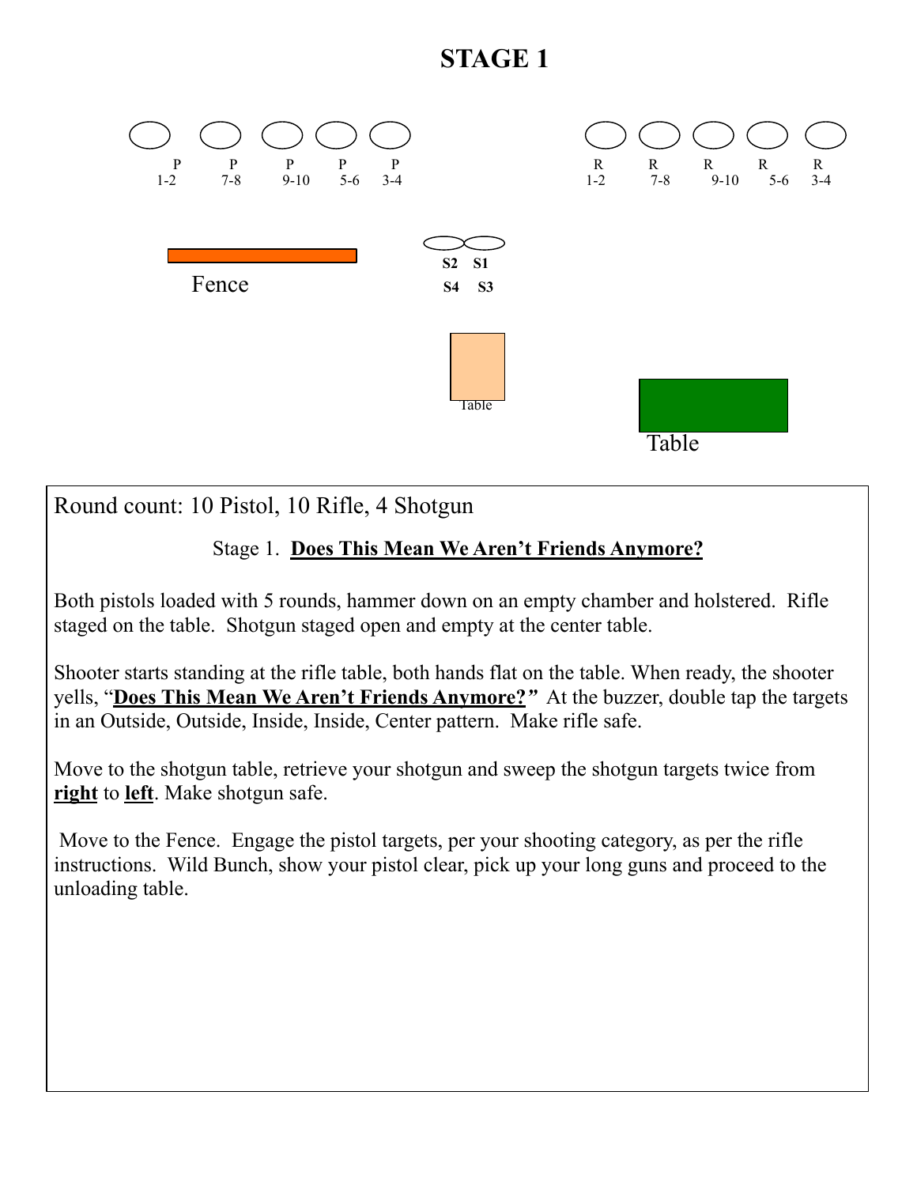# STAGE 1

P 1-2 P 7-8 P 9-10 P 5-6 P 3-4

R 1-2 R 7-8 R 9-10 R 5-6 R 3-4

S2 S1
S4 S3

Fence

Table

Table

Round count: 10 Pistol, 10 Rifle, 4 Shotgun

Stage 1. **Does This Mean We Aren't Friends Anymore?**

Both pistols loaded with 5 rounds, hammer down on an empty chamber and holstered. Rifle staged on the table. Shotgun staged open and empty at the center table.

Shooter starts standing at the rifle table, both hands flat on the table. When ready, the shooter yells, "**Does This Mean We Aren't Friends Anymore?**" At the buzzer, double tap the targets in an Outside, Outside, Inside, Inside, Center pattern. Make rifle safe.

Move to the shotgun table, retrieve your shotgun and sweep the shotgun targets twice from **right** to **left**. Make shotgun safe.

Move to the Fence. Engage the pistol targets, per your shooting category, as per the rifle instructions. Wild Bunch, show your pistol clear, pick up your long guns and proceed to the unloading table.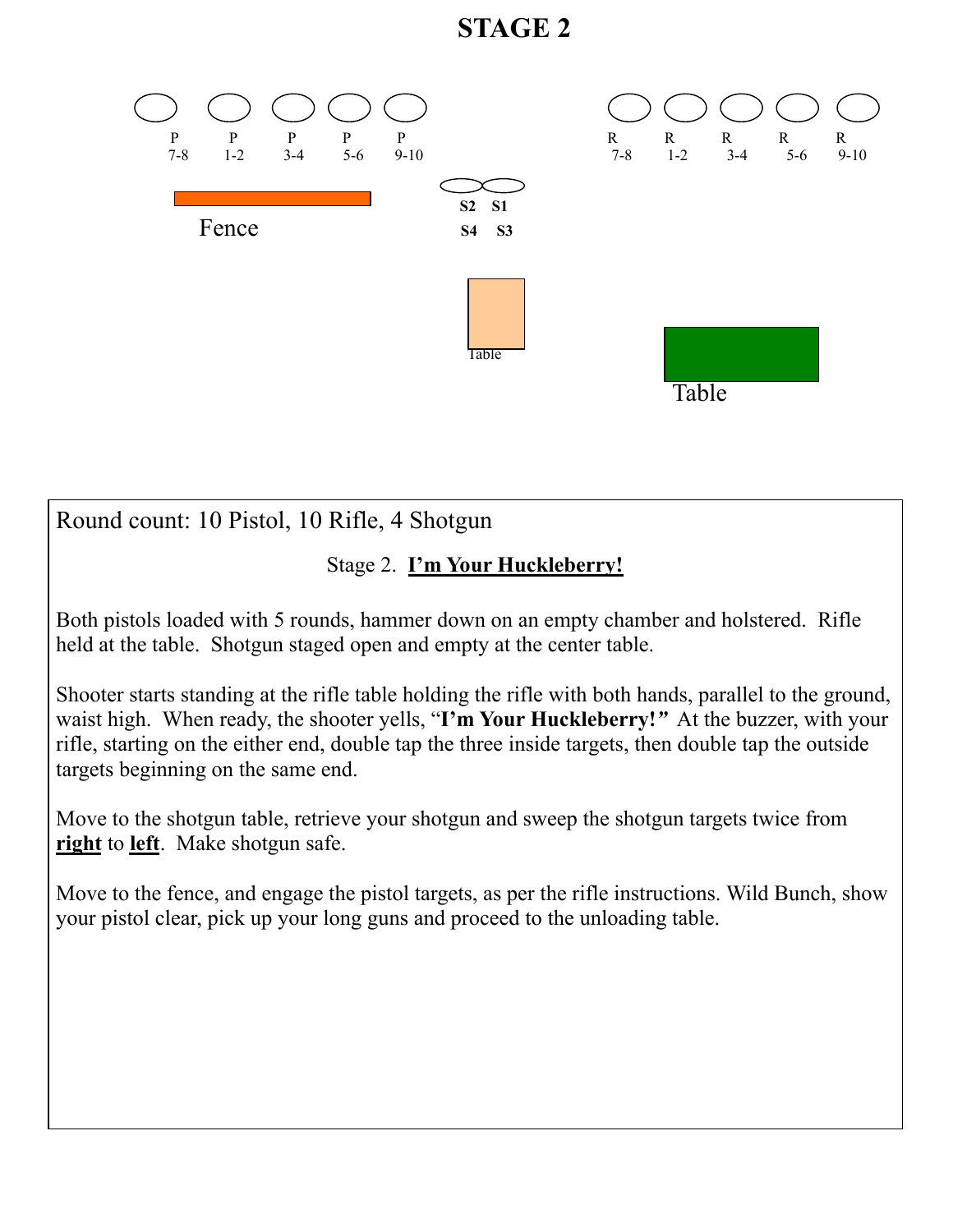# STAGE 2

P P P P P
7-8 1-2 3-4 5-6 9-10

R R R R R
7-8 1-2 3-4 5-6 9-10

S2 S1
S4 S3

Fence

Table

Table

Round count: 10 Pistol, 10 Rifle, 4 Shotgun

Stage 2. **<u>I'm Your Huckleberry!</u>**

Both pistols loaded with 5 rounds, hammer down on an empty chamber and holstered. Rifle held at the table. Shotgun staged open and empty at the center table.

Shooter starts standing at the rifle table holding the rifle with both hands, parallel to the ground, waist high. When ready, the shooter yells, "**I'm Your Huckleberry!"** At the buzzer, with your rifle, starting on the either end, double tap the three inside targets, then double tap the outside targets beginning on the same end.

Move to the shotgun table, retrieve your shotgun and sweep the shotgun targets twice from **<u>right</u>** to **<u>left</u>**. Make shotgun safe.

Move to the fence, and engage the pistol targets, as per the rifle instructions. Wild Bunch, show your pistol clear, pick up your long guns and proceed to the unloading table.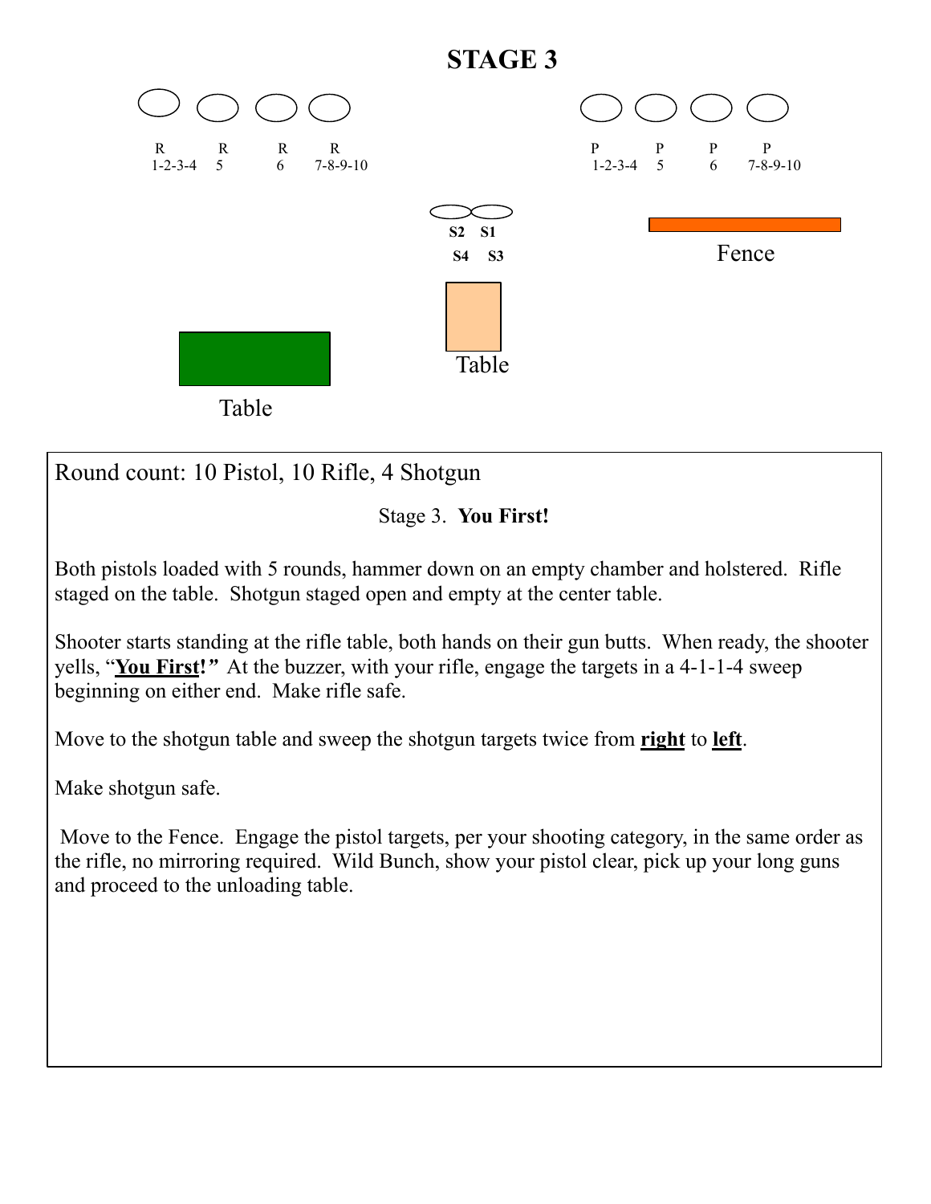# STAGE 3

R 1-2-3-4 &nbsp; R 5 &nbsp; R 6 &nbsp; R 7-8-9-10

P 1-2-3-4 &nbsp; P 5 &nbsp; P 6 &nbsp; P 7-8-9-10

S2 S1

S4 S3

Fence

Table

Table

Round count: 10 Pistol, 10 Rifle, 4 Shotgun

Stage 3. **You First!**

Both pistols loaded with 5 rounds, hammer down on an empty chamber and holstered. Rifle staged on the table. Shotgun staged open and empty at the center table.

Shooter starts standing at the rifle table, both hands on their gun butts. When ready, the shooter yells, "**You First!**" At the buzzer, with your rifle, engage the targets in a 4-1-1-4 sweep beginning on either end. Make rifle safe.

Move to the shotgun table and sweep the shotgun targets twice from **right** to **left**.

Make shotgun safe.

Move to the Fence. Engage the pistol targets, per your shooting category, in the same order as the rifle, no mirroring required. Wild Bunch, show your pistol clear, pick up your long guns and proceed to the unloading table.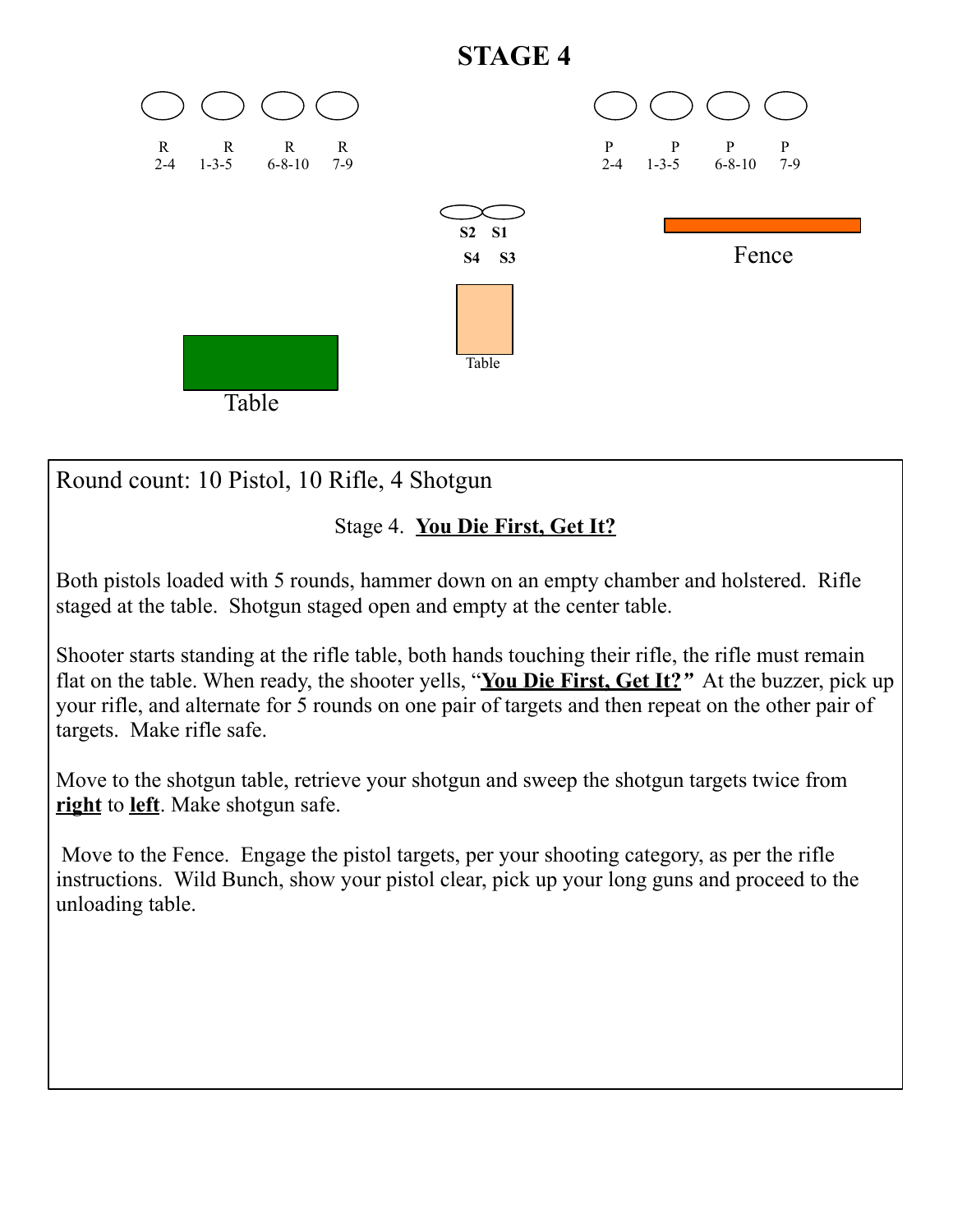# STAGE 4

R 2-4
R 1-3-5
R 6-8-10
R 7-9

P 2-4
P 1-3-5
P 6-8-10
P 7-9

S2 S1
S4 S3

Fence

Table

Table

Round count: 10 Pistol, 10 Rifle, 4 Shotgun

Stage 4. **You Die First, Get It?**

Both pistols loaded with 5 rounds, hammer down on an empty chamber and holstered. Rifle staged at the table. Shotgun staged open and empty at the center table.

Shooter starts standing at the rifle table, both hands touching their rifle, the rifle must remain flat on the table. When ready, the shooter yells, "**You Die First, Get It?"** At the buzzer, pick up your rifle, and alternate for 5 rounds on one pair of targets and then repeat on the other pair of targets. Make rifle safe.

Move to the shotgun table, retrieve your shotgun and sweep the shotgun targets twice from **right** to **left**. Make shotgun safe.

Move to the Fence. Engage the pistol targets, per your shooting category, as per the rifle instructions. Wild Bunch, show your pistol clear, pick up your long guns and proceed to the unloading table.